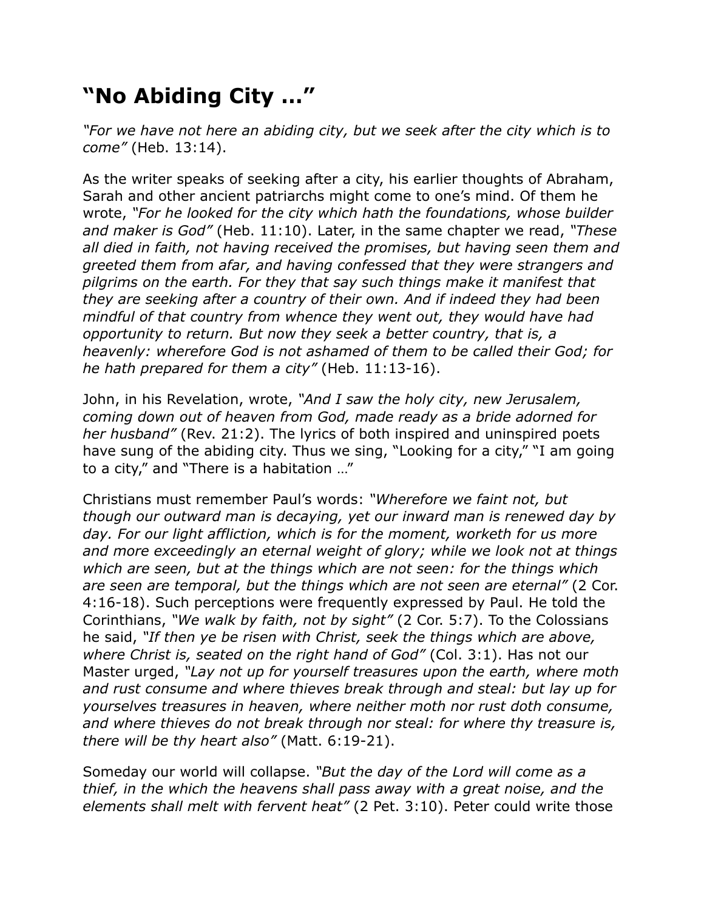# "No Abiding City …"

*"For we have not here an abiding city, but we seek after the city which is to come"* (Heb. 13:14).

As the writer speaks of seeking after a city, his earlier thoughts of Abraham, Sarah and other ancient patriarchs might come to one's mind. Of them he wrote, *"For he looked for the city which hath the foundations, whose builder and maker is God"* (Heb. 11:10). Later, in the same chapter we read, *"These all died in faith, not having received the promises, but having seen them and greeted them from afar, and having confessed that they were strangers and pilgrims on the earth. For they that say such things make it manifest that they are seeking after a country of their own. And if indeed they had been mindful of that country from whence they went out, they would have had opportunity to return. But now they seek a better country, that is, a heavenly: wherefore God is not ashamed of them to be called their God; for he hath prepared for them a city"* (Heb. 11:13-16).

John, in his Revelation, wrote, *"And I saw the holy city, new Jerusalem, coming down out of heaven from God, made ready as a bride adorned for her husband"* (Rev. 21:2). The lyrics of both inspired and uninspired poets have sung of the abiding city. Thus we sing, "Looking for a city," "I am going to a city," and "There is a habitation …"

Christians must remember Paul's words: *"Wherefore we faint not, but though our outward man is decaying, yet our inward man is renewed day by day. For our light affliction, which is for the moment, worketh for us more and more exceedingly an eternal weight of glory; while we look not at things which are seen, but at the things which are not seen: for the things which are seen are temporal, but the things which are not seen are eternal"* (2 Cor. 4:16-18). Such perceptions were frequently expressed by Paul. He told the Corinthians, *"We walk by faith, not by sight"* (2 Cor. 5:7). To the Colossians he said, *"If then ye be risen with Christ, seek the things which are above, where Christ is, seated on the right hand of God"* (Col. 3:1). Has not our Master urged, *"Lay not up for yourself treasures upon the earth, where moth and rust consume and where thieves break through and steal: but lay up for yourselves treasures in heaven, where neither moth nor rust doth consume, and where thieves do not break through nor steal: for where thy treasure is, there will be thy heart also"* (Matt. 6:19-21).

Someday our world will collapse. *"But the day of the Lord will come as a thief, in the which the heavens shall pass away with a great noise, and the elements shall melt with fervent heat"* (2 Pet. 3:10). Peter could write those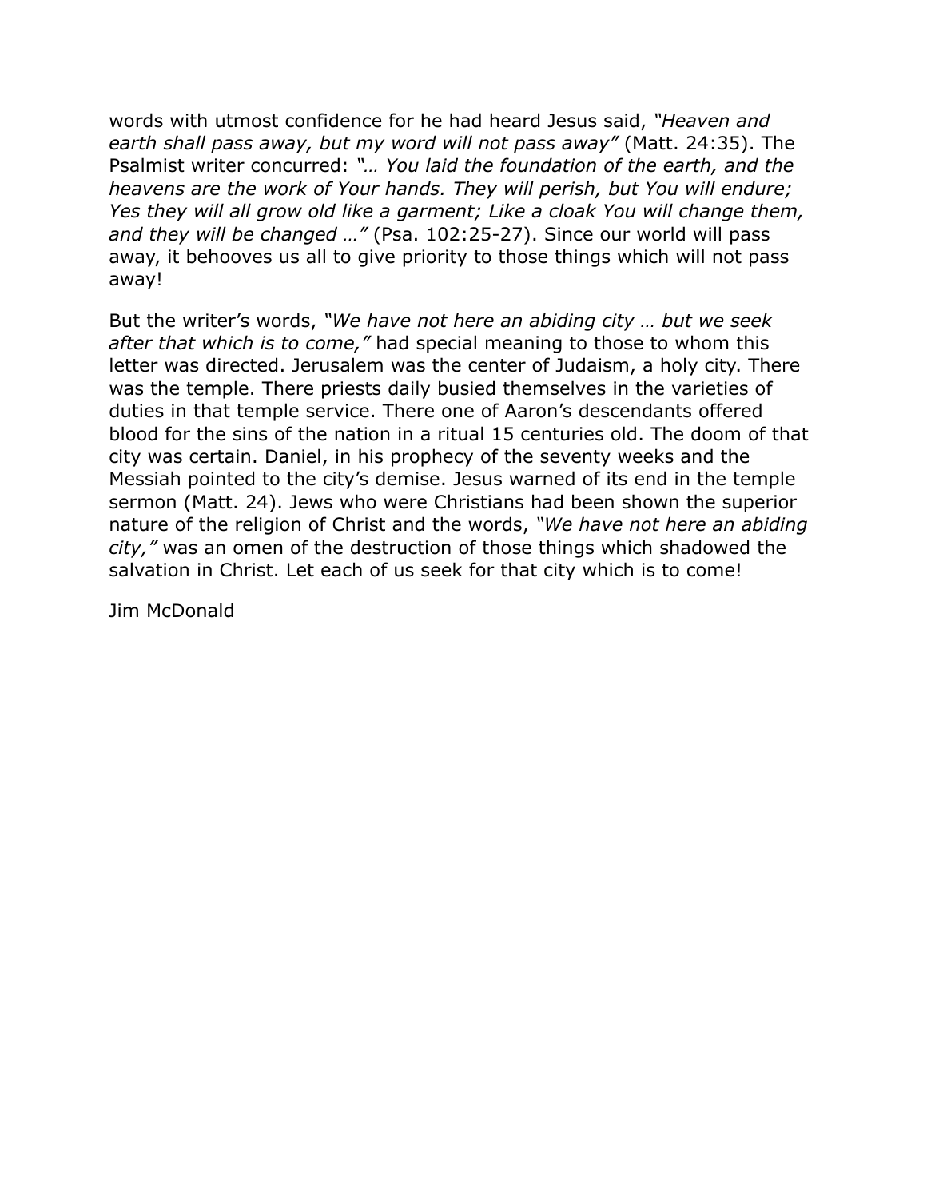words with utmost confidence for he had heard Jesus said, *"Heaven and earth shall pass away, but my word will not pass away"* (Matt. 24:35). The Psalmist writer concurred: *"… You laid the foundation of the earth, and the heavens are the work of Your hands. They will perish, but You will endure; Yes they will all grow old like a garment; Like a cloak You will change them, and they will be changed …"* (Psa. 102:25-27). Since our world will pass away, it behooves us all to give priority to those things which will not pass away!

But the writer's words, *"We have not here an abiding city … but we seek after that which is to come,"* had special meaning to those to whom this letter was directed. Jerusalem was the center of Judaism, a holy city. There was the temple. There priests daily busied themselves in the varieties of duties in that temple service. There one of Aaron's descendants offered blood for the sins of the nation in a ritual 15 centuries old. The doom of that city was certain. Daniel, in his prophecy of the seventy weeks and the Messiah pointed to the city's demise. Jesus warned of its end in the temple sermon (Matt. 24). Jews who were Christians had been shown the superior nature of the religion of Christ and the words, *"We have not here an abiding city,"* was an omen of the destruction of those things which shadowed the salvation in Christ. Let each of us seek for that city which is to come!

Jim McDonald